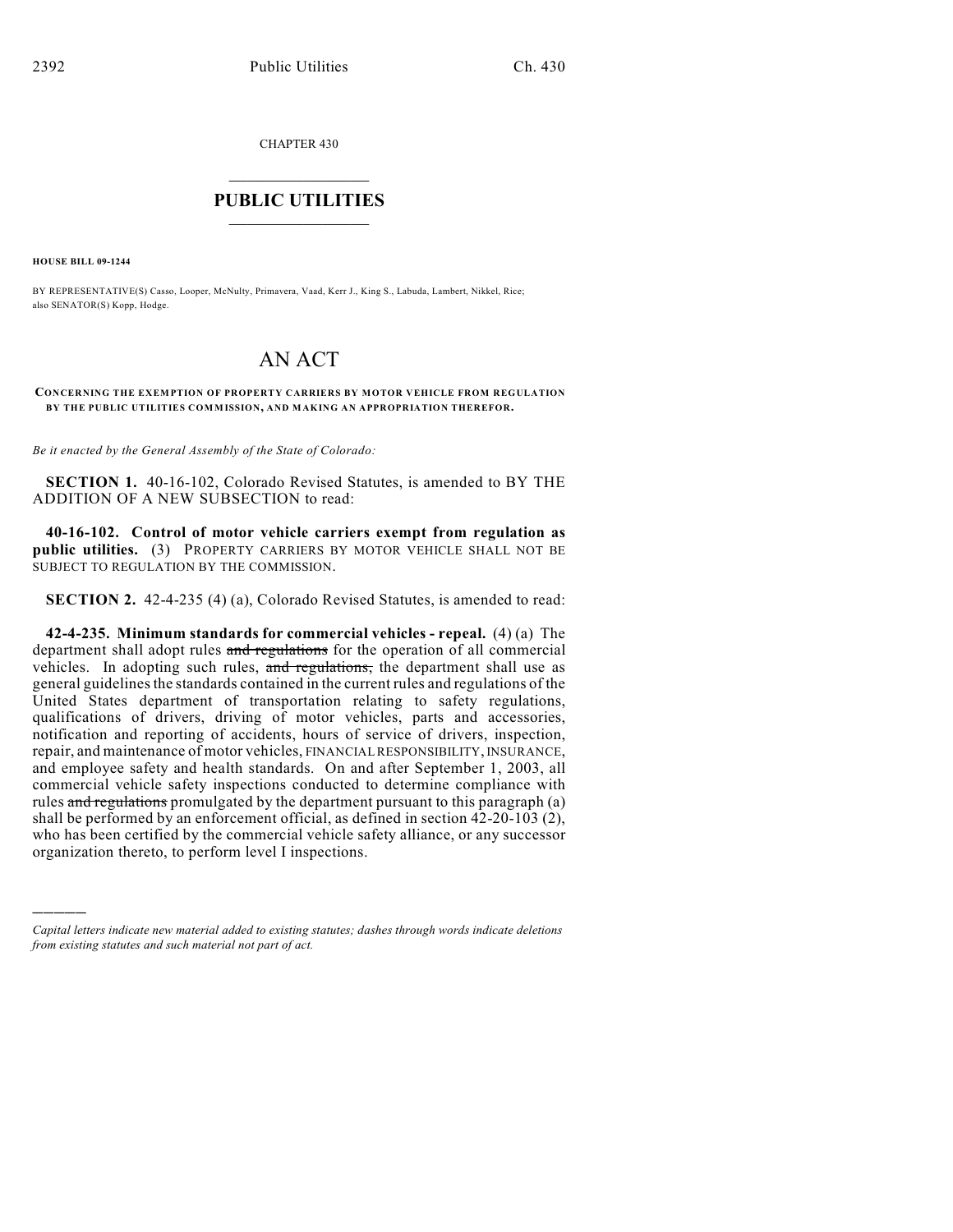CHAPTER 430

# PUBLIC UTILITIES

**HOUSE BILL 09-1244**

BY REPRESENTATIVE(S) Casso, Looper, McNulty, Primavera, Vaad, Kerr J., King S., Labuda, Lambert, Nikkel, Rice; also SENATOR(S) Kopp, Hodge.

# AN ACT

**CONCERNING THE EXEMPTION OF PROPERTY CARRIERS BY MOTOR VEHICLE FROM REGULATION BY THE PUBLIC UTILITIES COMMISSION, AND MAKING AN APPROPRIATION THEREFOR.**

*Be it enacted by the General Assembly of the State of Colorado:*

**SECTION 1.** 40-16-102, Colorado Revised Statutes, is amended to BY THE ADDITION OF A NEW SUBSECTION to read:

**40-16-102. Control of motor vehicle carriers exempt from regulation as public utilities.** (3) PROPERTY CARRIERS BY MOTOR VEHICLE SHALL NOT BE SUBJECT TO REGULATION BY THE COMMISSION.

**SECTION 2.** 42-4-235 (4) (a), Colorado Revised Statutes, is amended to read:

**42-4-235. Minimum standards for commercial vehicles - repeal.** (4) (a) The department shall adopt rules ~~and regulations~~ for the operation of all commercial vehicles. In adopting such rules, ~~and regulations,~~ the department shall use as general guidelines the standards contained in the current rules and regulations of the United States department of transportation relating to safety regulations, qualifications of drivers, driving of motor vehicles, parts and accessories, notification and reporting of accidents, hours of service of drivers, inspection, repair, and maintenance of motor vehicles, FINANCIAL RESPONSIBILITY, INSURANCE, and employee safety and health standards. On and after September 1, 2003, all commercial vehicle safety inspections conducted to determine compliance with rules ~~and regulations~~ promulgated by the department pursuant to this paragraph (a) shall be performed by an enforcement official, as defined in section 42-20-103 (2), who has been certified by the commercial vehicle safety alliance, or any successor organization thereto, to perform level I inspections.

---

*Capital letters indicate new material added to existing statutes; dashes through words indicate deletions from existing statutes and such material not part of act.*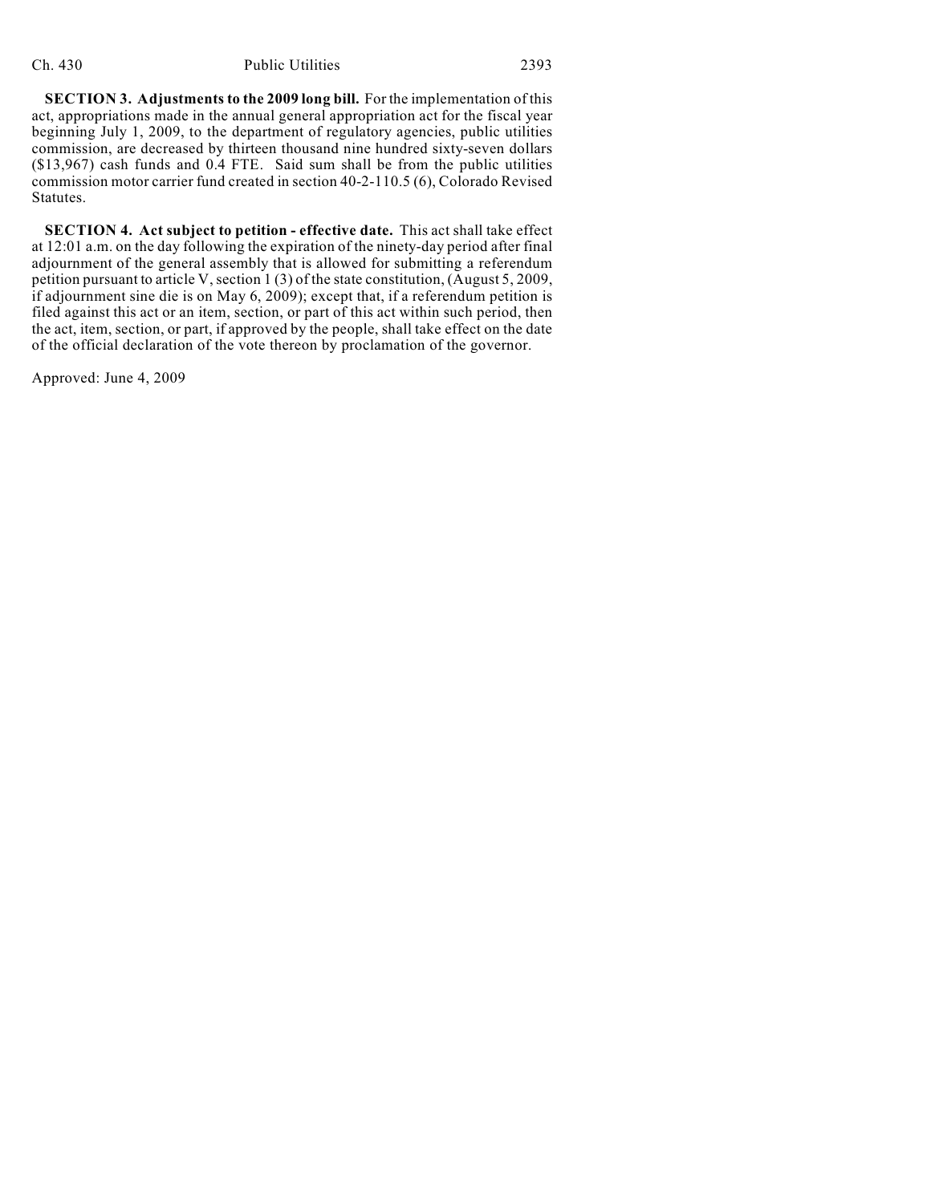**SECTION 3. Adjustments to the 2009 long bill.** For the implementation of this act, appropriations made in the annual general appropriation act for the fiscal year beginning July 1, 2009, to the department of regulatory agencies, public utilities commission, are decreased by thirteen thousand nine hundred sixty-seven dollars ($13,967) cash funds and 0.4 FTE. Said sum shall be from the public utilities commission motor carrier fund created in section 40-2-110.5 (6), Colorado Revised Statutes.

**SECTION 4. Act subject to petition - effective date.** This act shall take effect at 12:01 a.m. on the day following the expiration of the ninety-day period after final adjournment of the general assembly that is allowed for submitting a referendum petition pursuant to article V, section 1 (3) of the state constitution, (August 5, 2009, if adjournment sine die is on May 6, 2009); except that, if a referendum petition is filed against this act or an item, section, or part of this act within such period, then the act, item, section, or part, if approved by the people, shall take effect on the date of the official declaration of the vote thereon by proclamation of the governor.

Approved: June 4, 2009